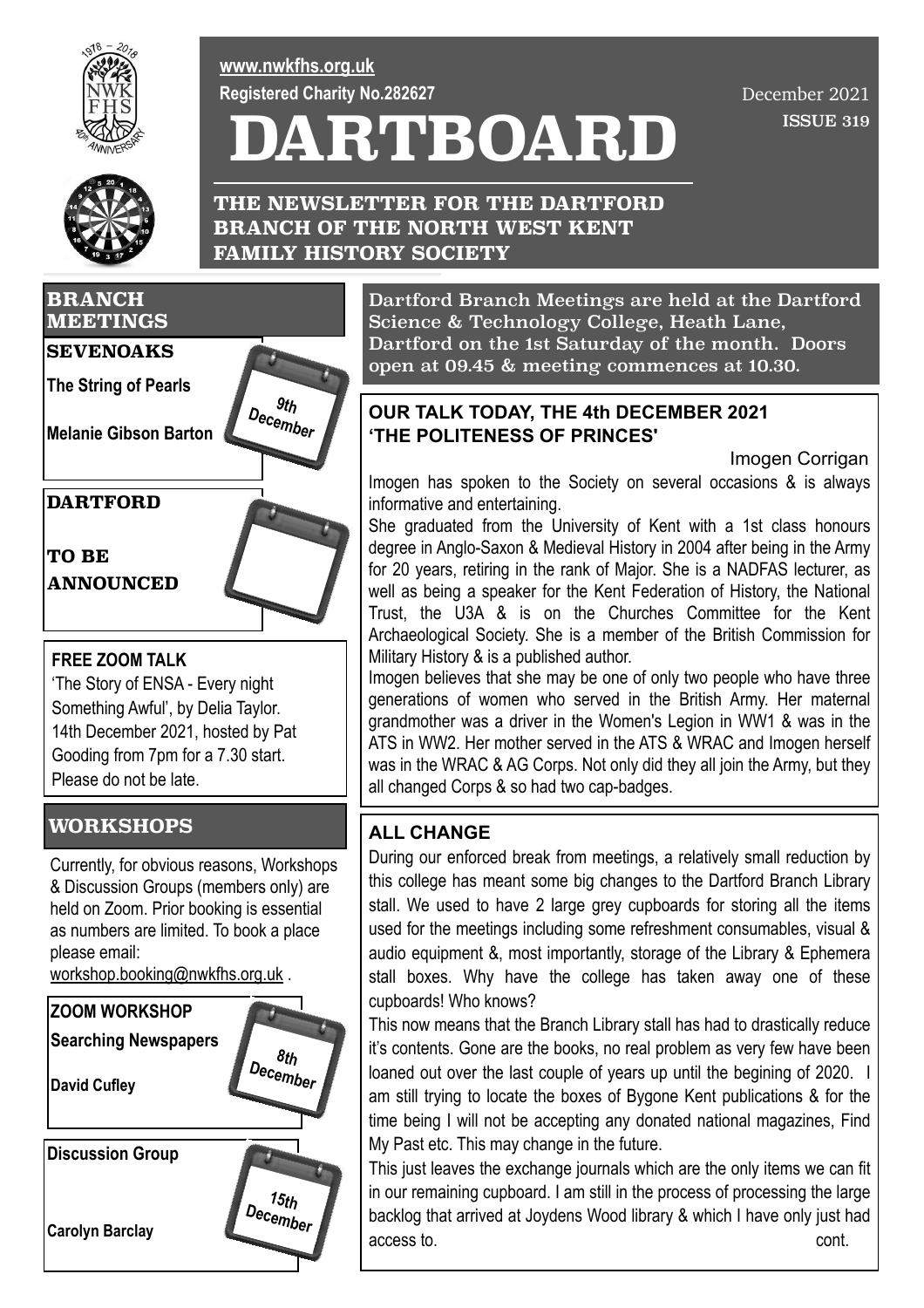www.nwkfhs.org.uk

Registered Charity No.282627

December 2021

ISSUE 319

# DARTBOARD

## THE NEWSLETTER FOR THE DARTFORD BRANCH OF THE NORTH WEST KENT FAMILY HISTORY SOCIETY

## BRANCH MEETINGS

### SEVENOAKS

**The String of Pearls**

**Melanie Gibson Barton**

*9th December*

### DARTFORD

**TO BE ANNOUNCED**

### FREE ZOOM TALK

'The Story of ENSA - Every night Something Awful', by Delia Taylor. 14th December 2021, hosted by Pat Gooding from 7pm for a 7.30 start. Please do not be late.

## WORKSHOPS

Currently, for obvious reasons, Workshops & Discussion Groups (members only) are held on Zoom. Prior booking is essential as numbers are limited. To book a place please email: workshop.booking@nwkfhs.org.uk .

**ZOOM WORKSHOP**

**Searching Newspapers**

**David Cufley**

*8th December*

**Discussion Group**

**Carolyn Barclay**

*15th December*

Dartford Branch Meetings are held at the Dartford Science & Technology College, Heath Lane, Dartford on the 1st Saturday of the month. Doors open at 09.45 & meeting commences at 10.30.

### OUR TALK TODAY, THE 4th DECEMBER 2021 'THE POLITENESS OF PRINCES'

Imogen Corrigan

Imogen has spoken to the Society on several occasions & is always informative and entertaining.

She graduated from the University of Kent with a 1st class honours degree in Anglo-Saxon & Medieval History in 2004 after being in the Army for 20 years, retiring in the rank of Major. She is a NADFAS lecturer, as well as being a speaker for the Kent Federation of History, the National Trust, the U3A & is on the Churches Committee for the Kent Archaeological Society. She is a member of the British Commission for Military History & is a published author.

Imogen believes that she may be one of only two people who have three generations of women who served in the British Army. Her maternal grandmother was a driver in the Women's Legion in WW1 & was in the ATS in WW2. Her mother served in the ATS & WRAC and Imogen herself was in the WRAC & AG Corps. Not only did they all join the Army, but they all changed Corps & so had two cap-badges.

### ALL CHANGE

During our enforced break from meetings, a relatively small reduction by this college has meant some big changes to the Dartford Branch Library stall. We used to have 2 large grey cupboards for storing all the items used for the meetings including some refreshment consumables, visual & audio equipment &, most importantly, storage of the Library & Ephemera stall boxes. Why have the college has taken away one of these cupboards! Who knows?

This now means that the Branch Library stall has had to drastically reduce it's contents. Gone are the books, no real problem as very few have been loaned out over the last couple of years up until the begining of 2020. I am still trying to locate the boxes of Bygone Kent publications & for the time being I will not be accepting any donated national magazines, Find My Past etc. This may change in the future.

This just leaves the exchange journals which are the only items we can fit in our remaining cupboard. I am still in the process of processing the large backlog that arrived at Joydens Wood library & which I have only just had access to. cont.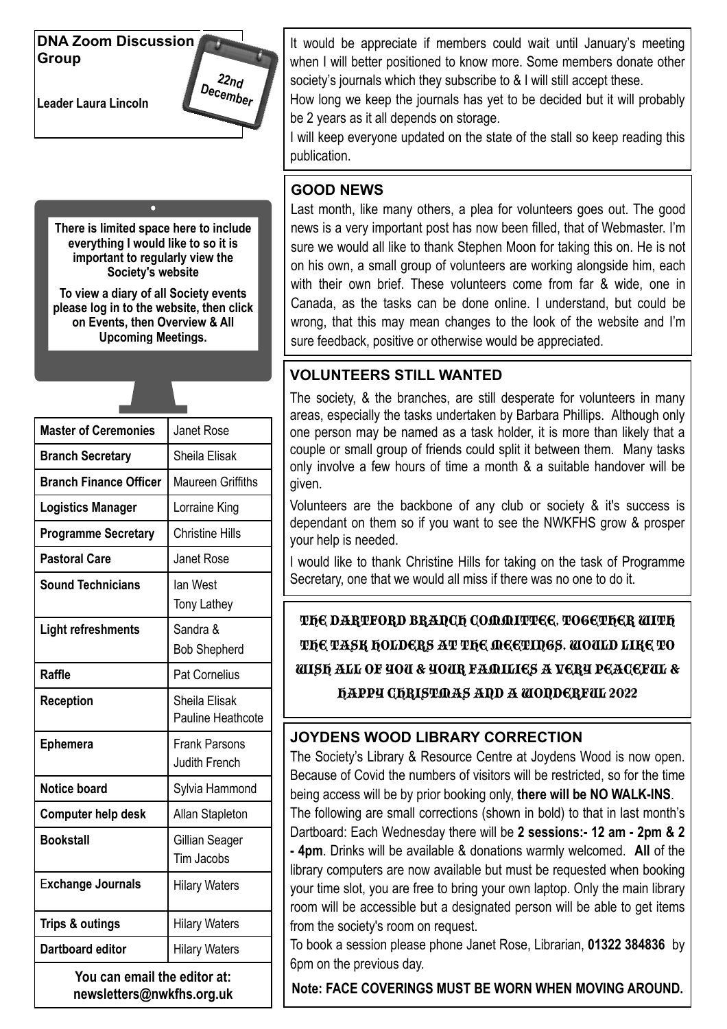**DNA Zoom Discussion Group**

**Leader Laura Lincoln**

22nd December

**There is limited space here to include everything I would like to so it is important to regularly view the Society's website**

**To view a diary of all Society events please log in to the website, then click on Events, then Overview & All Upcoming Meetings.**

| | |
|---|---|
| **Master of Ceremonies** | Janet Rose |
| **Branch Secretary** | Sheila Elisak |
| **Branch Finance Officer** | Maureen Griffiths |
| **Logistics Manager** | Lorraine King |
| **Programme Secretary** | Christine Hills |
| **Pastoral Care** | Janet Rose |
| **Sound Technicians** | Ian West<br>Tony Lathey |
| **Light refreshments** | Sandra &<br>Bob Shepherd |
| **Raffle** | Pat Cornelius |
| **Reception** | Sheila Elisak<br>Pauline Heathcote |
| **Ephemera** | Frank Parsons<br>Judith French |
| **Notice board** | Sylvia Hammond |
| **Computer help desk** | Allan Stapleton |
| **Bookstall** | Gillian Seager<br>Tim Jacobs |
| **Exchange Journals** | Hilary Waters |
| **Trips & outings** | Hilary Waters |
| **Dartboard editor** | Hilary Waters |

**You can email the editor at: newsletters@nwkfhs.org.uk**

It would be appreciate if members could wait until January's meeting when I will better positioned to know more. Some members donate other society's journals which they subscribe to & I will still accept these.

How long we keep the journals has yet to be decided but it will probably be 2 years as it all depends on storage.

I will keep everyone updated on the state of the stall so keep reading this publication.

## GOOD NEWS

Last month, like many others, a plea for volunteers goes out. The good news is a very important post has now been filled, that of Webmaster. I'm sure we would all like to thank Stephen Moon for taking this on. He is not on his own, a small group of volunteers are working alongside him, each with their own brief. These volunteers come from far & wide, one in Canada, as the tasks can be done online. I understand, but could be wrong, that this may mean changes to the look of the website and I'm sure feedback, positive or otherwise would be appreciated.

## VOLUNTEERS STILL WANTED

The society, & the branches, are still desperate for volunteers in many areas, especially the tasks undertaken by Barbara Phillips. Although only one person may be named as a task holder, it is more than likely that a couple or small group of friends could split it between them. Many tasks only involve a few hours of time a month & a suitable handover will be given.

Volunteers are the backbone of any club or society & it's success is dependant on them so if you want to see the NWKFHS grow & prosper your help is needed.

I would like to thank Christine Hills for taking on the task of Programme Secretary, one that we would all miss if there was no one to do it.

The Dartford Branch Committee, together with the task holders at the meetings, would like to wish all of you & your families a very peaceful & happy Christmas and a wonderful 2022

## JOYDENS WOOD LIBRARY CORRECTION

The Society's Library & Resource Centre at Joydens Wood is now open. Because of Covid the numbers of visitors will be restricted, so for the time being access will be by prior booking only, **there will be NO WALK-INS**.

The following are small corrections (shown in bold) to that in last month's Dartboard: Each Wednesday there will be **2 sessions:- 12 am - 2pm & 2 - 4pm**. Drinks will be available & donations warmly welcomed. **All** of the library computers are now available but must be requested when booking your time slot, you are free to bring your own laptop. Only the main library room will be accessible but a designated person will be able to get items from the society's room on request.

To book a session please phone Janet Rose, Librarian, **01322 384836** by 6pm on the previous day.

**Note: FACE COVERINGS MUST BE WORN WHEN MOVING AROUND.**